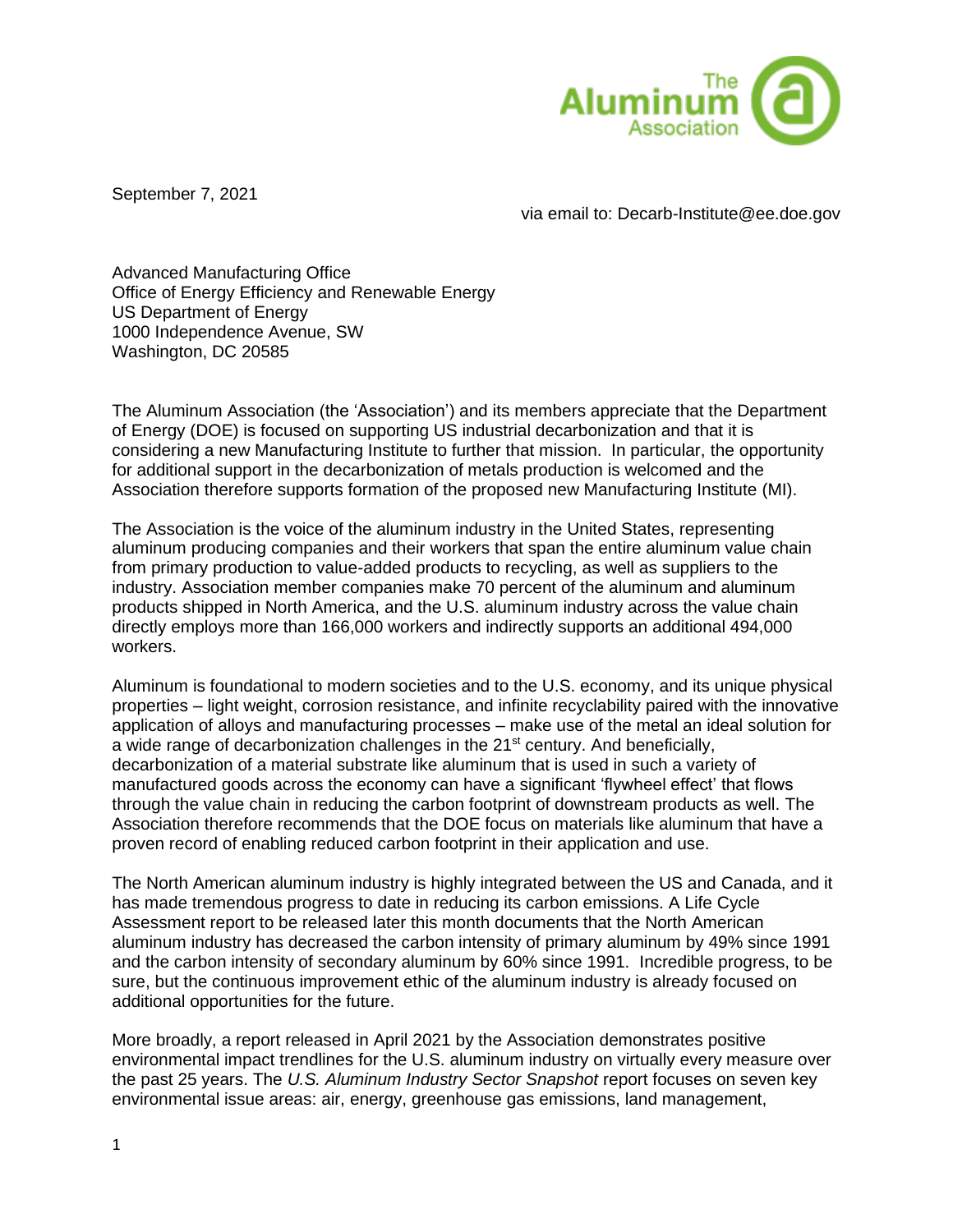The Aluminum Association

September 7, 2021

via email to: Decarb-Institute@ee.doe.gov

Advanced Manufacturing Office
Office of Energy Efficiency and Renewable Energy
US Department of Energy
1000 Independence Avenue, SW
Washington, DC 20585

The Aluminum Association (the 'Association') and its members appreciate that the Department of Energy (DOE) is focused on supporting US industrial decarbonization and that it is considering a new Manufacturing Institute to further that mission. In particular, the opportunity for additional support in the decarbonization of metals production is welcomed and the Association therefore supports formation of the proposed new Manufacturing Institute (MI).

The Association is the voice of the aluminum industry in the United States, representing aluminum producing companies and their workers that span the entire aluminum value chain from primary production to value-added products to recycling, as well as suppliers to the industry. Association member companies make 70 percent of the aluminum and aluminum products shipped in North America, and the U.S. aluminum industry across the value chain directly employs more than 166,000 workers and indirectly supports an additional 494,000 workers.

Aluminum is foundational to modern societies and to the U.S. economy, and its unique physical properties – light weight, corrosion resistance, and infinite recyclability paired with the innovative application of alloys and manufacturing processes – make use of the metal an ideal solution for a wide range of decarbonization challenges in the 21st century. And beneficially, decarbonization of a material substrate like aluminum that is used in such a variety of manufactured goods across the economy can have a significant 'flywheel effect' that flows through the value chain in reducing the carbon footprint of downstream products as well. The Association therefore recommends that the DOE focus on materials like aluminum that have a proven record of enabling reduced carbon footprint in their application and use.

The North American aluminum industry is highly integrated between the US and Canada, and it has made tremendous progress to date in reducing its carbon emissions. A Life Cycle Assessment report to be released later this month documents that the North American aluminum industry has decreased the carbon intensity of primary aluminum by 49% since 1991 and the carbon intensity of secondary aluminum by 60% since 1991. Incredible progress, to be sure, but the continuous improvement ethic of the aluminum industry is already focused on additional opportunities for the future.

More broadly, a report released in April 2021 by the Association demonstrates positive environmental impact trendlines for the U.S. aluminum industry on virtually every measure over the past 25 years. The *U.S. Aluminum Industry Sector Snapshot* report focuses on seven key environmental issue areas: air, energy, greenhouse gas emissions, land management,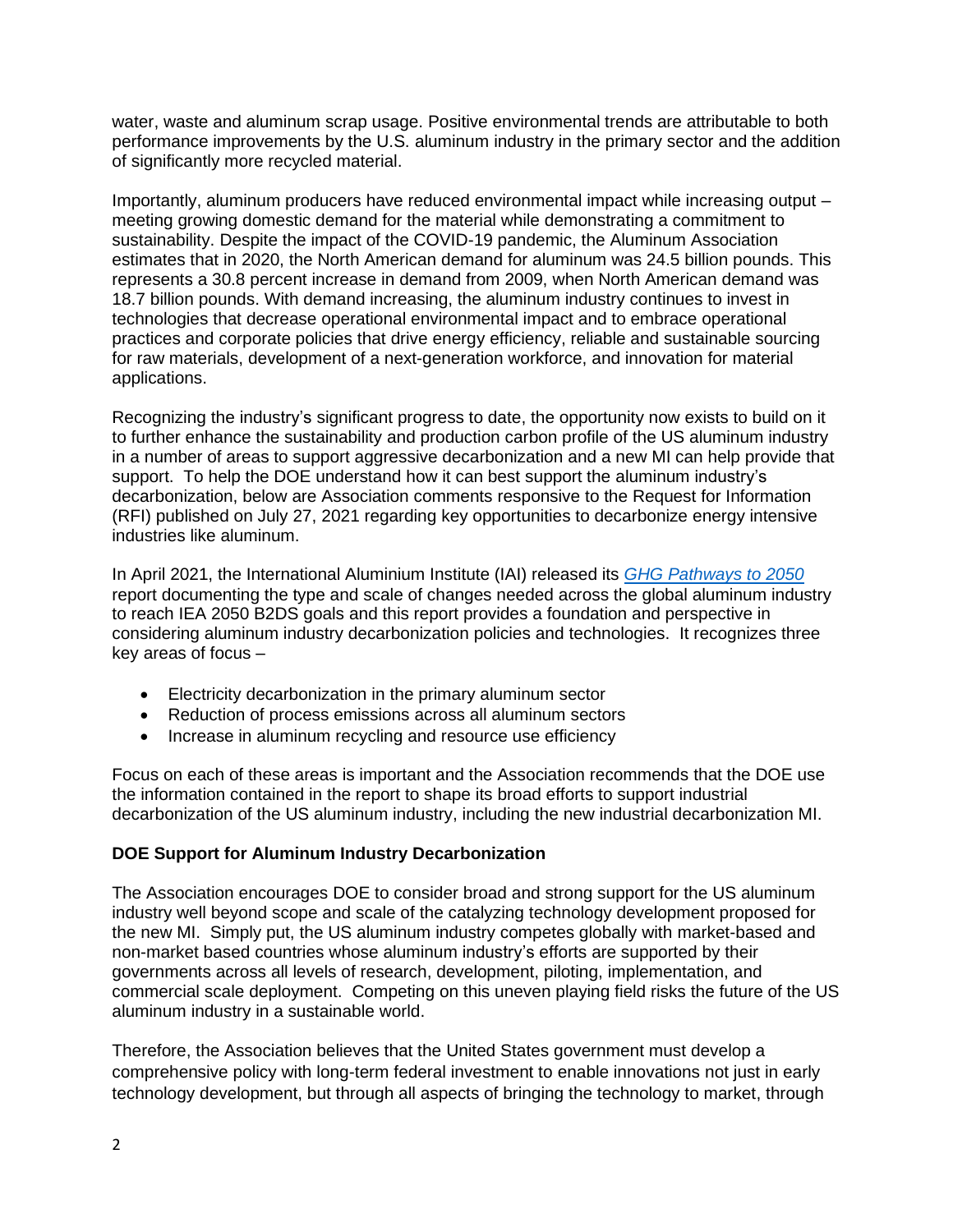water, waste and aluminum scrap usage. Positive environmental trends are attributable to both performance improvements by the U.S. aluminum industry in the primary sector and the addition of significantly more recycled material.

Importantly, aluminum producers have reduced environmental impact while increasing output – meeting growing domestic demand for the material while demonstrating a commitment to sustainability. Despite the impact of the COVID-19 pandemic, the Aluminum Association estimates that in 2020, the North American demand for aluminum was 24.5 billion pounds. This represents a 30.8 percent increase in demand from 2009, when North American demand was 18.7 billion pounds. With demand increasing, the aluminum industry continues to invest in technologies that decrease operational environmental impact and to embrace operational practices and corporate policies that drive energy efficiency, reliable and sustainable sourcing for raw materials, development of a next-generation workforce, and innovation for material applications.

Recognizing the industry's significant progress to date, the opportunity now exists to build on it to further enhance the sustainability and production carbon profile of the US aluminum industry in a number of areas to support aggressive decarbonization and a new MI can help provide that support. To help the DOE understand how it can best support the aluminum industry's decarbonization, below are Association comments responsive to the Request for Information (RFI) published on July 27, 2021 regarding key opportunities to decarbonize energy intensive industries like aluminum.

In April 2021, the International Aluminium Institute (IAI) released its *GHG Pathways to 2050* report documenting the type and scale of changes needed across the global aluminum industry to reach IEA 2050 B2DS goals and this report provides a foundation and perspective in considering aluminum industry decarbonization policies and technologies. It recognizes three key areas of focus –

- Electricity decarbonization in the primary aluminum sector
- Reduction of process emissions across all aluminum sectors
- Increase in aluminum recycling and resource use efficiency

Focus on each of these areas is important and the Association recommends that the DOE use the information contained in the report to shape its broad efforts to support industrial decarbonization of the US aluminum industry, including the new industrial decarbonization MI.

**DOE Support for Aluminum Industry Decarbonization**

The Association encourages DOE to consider broad and strong support for the US aluminum industry well beyond scope and scale of the catalyzing technology development proposed for the new MI. Simply put, the US aluminum industry competes globally with market-based and non-market based countries whose aluminum industry's efforts are supported by their governments across all levels of research, development, piloting, implementation, and commercial scale deployment. Competing on this uneven playing field risks the future of the US aluminum industry in a sustainable world.

Therefore, the Association believes that the United States government must develop a comprehensive policy with long-term federal investment to enable innovations not just in early technology development, but through all aspects of bringing the technology to market, through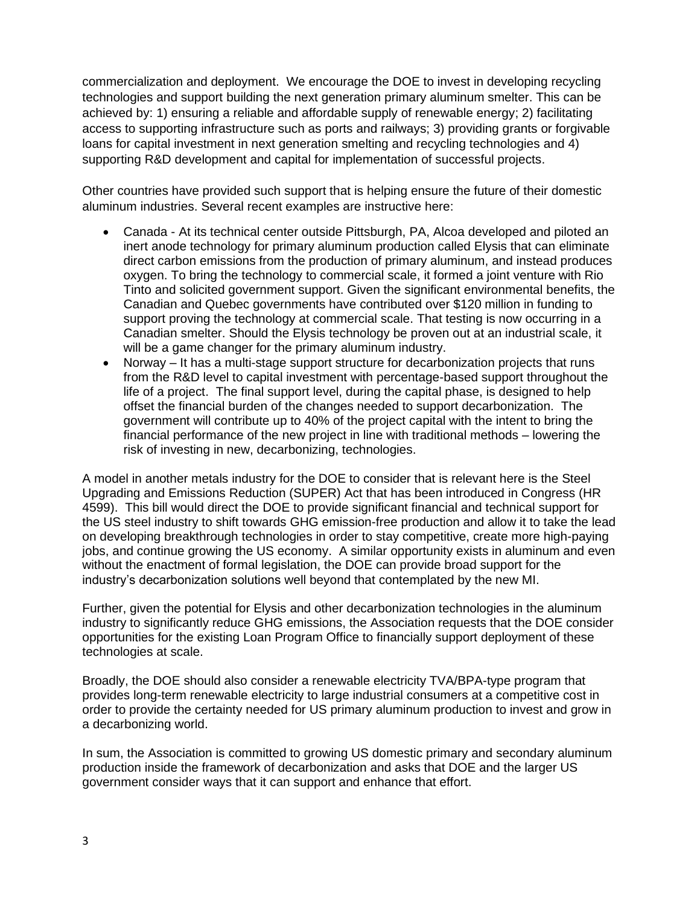commercialization and deployment.  We encourage the DOE to invest in developing recycling technologies and support building the next generation primary aluminum smelter. This can be achieved by: 1) ensuring a reliable and affordable supply of renewable energy; 2) facilitating access to supporting infrastructure such as ports and railways; 3) providing grants or forgivable loans for capital investment in next generation smelting and recycling technologies and 4) supporting R&D development and capital for implementation of successful projects.

Other countries have provided such support that is helping ensure the future of their domestic aluminum industries. Several recent examples are instructive here:

- Canada - At its technical center outside Pittsburgh, PA, Alcoa developed and piloted an inert anode technology for primary aluminum production called Elysis that can eliminate direct carbon emissions from the production of primary aluminum, and instead produces oxygen. To bring the technology to commercial scale, it formed a joint venture with Rio Tinto and solicited government support. Given the significant environmental benefits, the Canadian and Quebec governments have contributed over $120 million in funding to support proving the technology at commercial scale. That testing is now occurring in a Canadian smelter. Should the Elysis technology be proven out at an industrial scale, it will be a game changer for the primary aluminum industry.
- Norway – It has a multi-stage support structure for decarbonization projects that runs from the R&D level to capital investment with percentage-based support throughout the life of a project.  The final support level, during the capital phase, is designed to help offset the financial burden of the changes needed to support decarbonization.  The government will contribute up to 40% of the project capital with the intent to bring the financial performance of the new project in line with traditional methods – lowering the risk of investing in new, decarbonizing, technologies.

A model in another metals industry for the DOE to consider that is relevant here is the Steel Upgrading and Emissions Reduction (SUPER) Act that has been introduced in Congress (HR 4599).  This bill would direct the DOE to provide significant financial and technical support for the US steel industry to shift towards GHG emission-free production and allow it to take the lead on developing breakthrough technologies in order to stay competitive, create more high-paying jobs, and continue growing the US economy.  A similar opportunity exists in aluminum and even without the enactment of formal legislation, the DOE can provide broad support for the industry's decarbonization solutions well beyond that contemplated by the new MI.

Further, given the potential for Elysis and other decarbonization technologies in the aluminum industry to significantly reduce GHG emissions, the Association requests that the DOE consider opportunities for the existing Loan Program Office to financially support deployment of these technologies at scale.

Broadly, the DOE should also consider a renewable electricity TVA/BPA-type program that provides long-term renewable electricity to large industrial consumers at a competitive cost in order to provide the certainty needed for US primary aluminum production to invest and grow in a decarbonizing world.

In sum, the Association is committed to growing US domestic primary and secondary aluminum production inside the framework of decarbonization and asks that DOE and the larger US government consider ways that it can support and enhance that effort.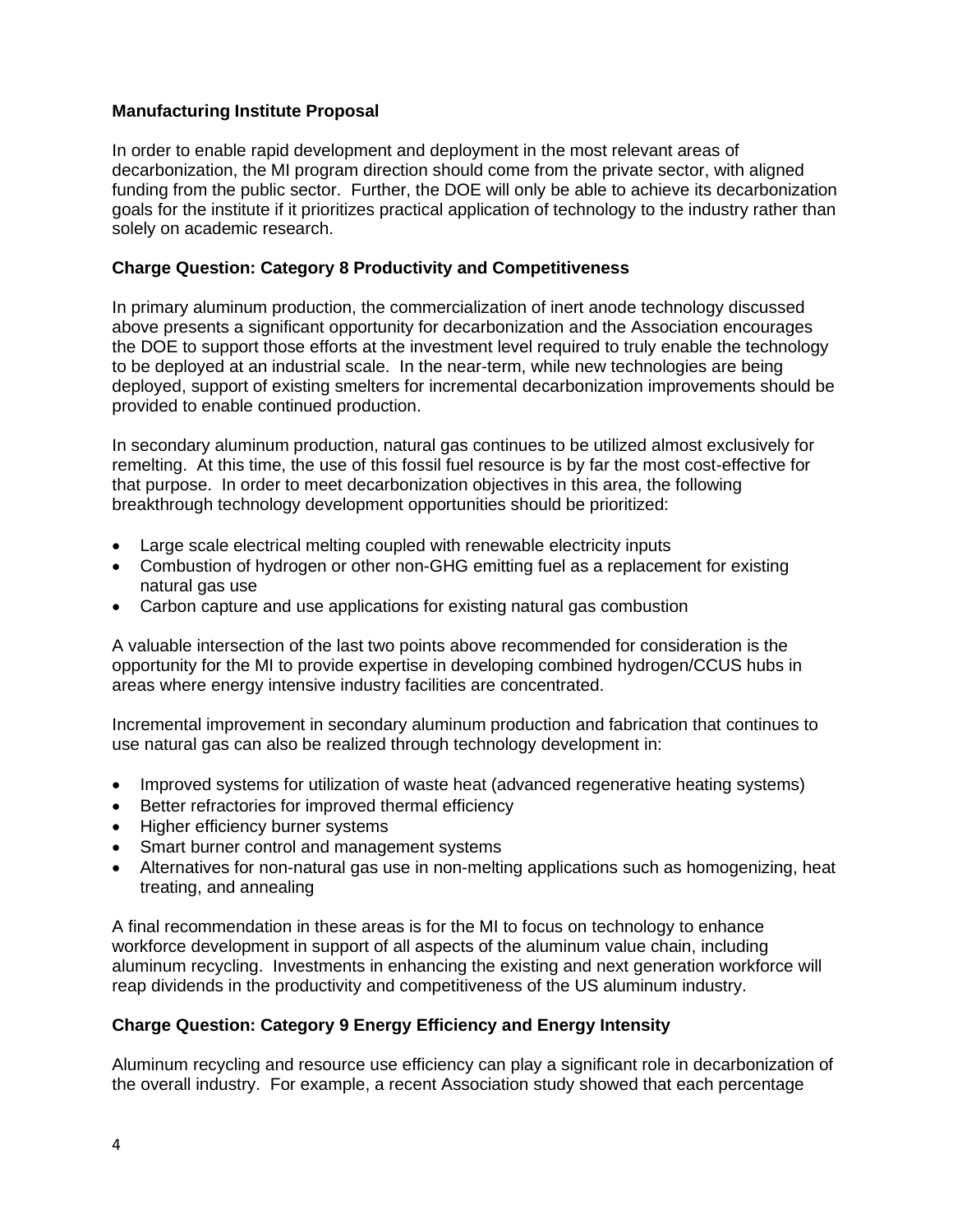**Manufacturing Institute Proposal**

In order to enable rapid development and deployment in the most relevant areas of decarbonization, the MI program direction should come from the private sector, with aligned funding from the public sector. Further, the DOE will only be able to achieve its decarbonization goals for the institute if it prioritizes practical application of technology to the industry rather than solely on academic research.

**Charge Question: Category 8 Productivity and Competitiveness**

In primary aluminum production, the commercialization of inert anode technology discussed above presents a significant opportunity for decarbonization and the Association encourages the DOE to support those efforts at the investment level required to truly enable the technology to be deployed at an industrial scale. In the near-term, while new technologies are being deployed, support of existing smelters for incremental decarbonization improvements should be provided to enable continued production.

In secondary aluminum production, natural gas continues to be utilized almost exclusively for remelting. At this time, the use of this fossil fuel resource is by far the most cost-effective for that purpose. In order to meet decarbonization objectives in this area, the following breakthrough technology development opportunities should be prioritized:

- Large scale electrical melting coupled with renewable electricity inputs
- Combustion of hydrogen or other non-GHG emitting fuel as a replacement for existing natural gas use
- Carbon capture and use applications for existing natural gas combustion

A valuable intersection of the last two points above recommended for consideration is the opportunity for the MI to provide expertise in developing combined hydrogen/CCUS hubs in areas where energy intensive industry facilities are concentrated.

Incremental improvement in secondary aluminum production and fabrication that continues to use natural gas can also be realized through technology development in:

- Improved systems for utilization of waste heat (advanced regenerative heating systems)
- Better refractories for improved thermal efficiency
- Higher efficiency burner systems
- Smart burner control and management systems
- Alternatives for non-natural gas use in non-melting applications such as homogenizing, heat treating, and annealing

A final recommendation in these areas is for the MI to focus on technology to enhance workforce development in support of all aspects of the aluminum value chain, including aluminum recycling. Investments in enhancing the existing and next generation workforce will reap dividends in the productivity and competitiveness of the US aluminum industry.

**Charge Question: Category 9 Energy Efficiency and Energy Intensity**

Aluminum recycling and resource use efficiency can play a significant role in decarbonization of the overall industry. For example, a recent Association study showed that each percentage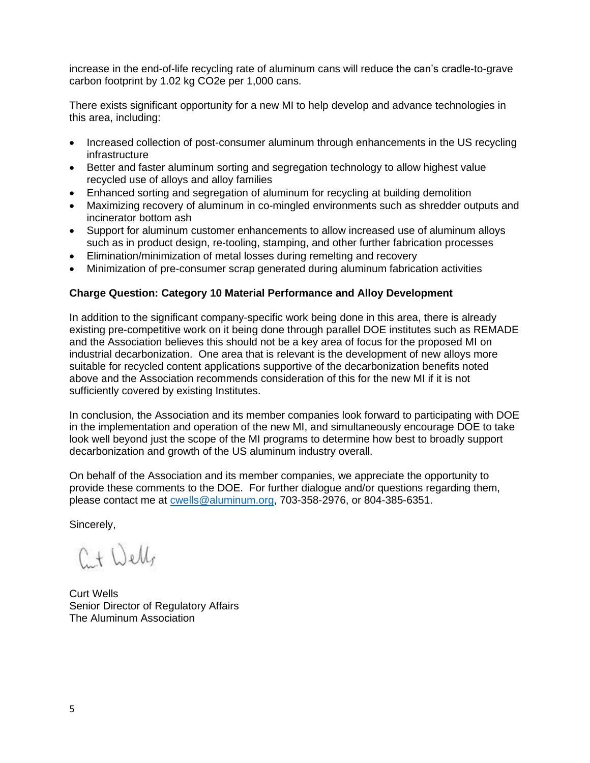increase in the end-of-life recycling rate of aluminum cans will reduce the can's cradle-to-grave carbon footprint by 1.02 kg CO2e per 1,000 cans.

There exists significant opportunity for a new MI to help develop and advance technologies in this area, including:

- Increased collection of post-consumer aluminum through enhancements in the US recycling infrastructure
- Better and faster aluminum sorting and segregation technology to allow highest value recycled use of alloys and alloy families
- Enhanced sorting and segregation of aluminum for recycling at building demolition
- Maximizing recovery of aluminum in co-mingled environments such as shredder outputs and incinerator bottom ash
- Support for aluminum customer enhancements to allow increased use of aluminum alloys such as in product design, re-tooling, stamping, and other further fabrication processes
- Elimination/minimization of metal losses during remelting and recovery
- Minimization of pre-consumer scrap generated during aluminum fabrication activities

**Charge Question: Category 10 Material Performance and Alloy Development**

In addition to the significant company-specific work being done in this area, there is already existing pre-competitive work on it being done through parallel DOE institutes such as REMADE and the Association believes this should not be a key area of focus for the proposed MI on industrial decarbonization. One area that is relevant is the development of new alloys more suitable for recycled content applications supportive of the decarbonization benefits noted above and the Association recommends consideration of this for the new MI if it is not sufficiently covered by existing Institutes.

In conclusion, the Association and its member companies look forward to participating with DOE in the implementation and operation of the new MI, and simultaneously encourage DOE to take look well beyond just the scope of the MI programs to determine how best to broadly support decarbonization and growth of the US aluminum industry overall.

On behalf of the Association and its member companies, we appreciate the opportunity to provide these comments to the DOE. For further dialogue and/or questions regarding them, please contact me at cwells@aluminum.org, 703-358-2976, or 804-385-6351.

Sincerely,

Curt Wells

Curt Wells
Senior Director of Regulatory Affairs
The Aluminum Association